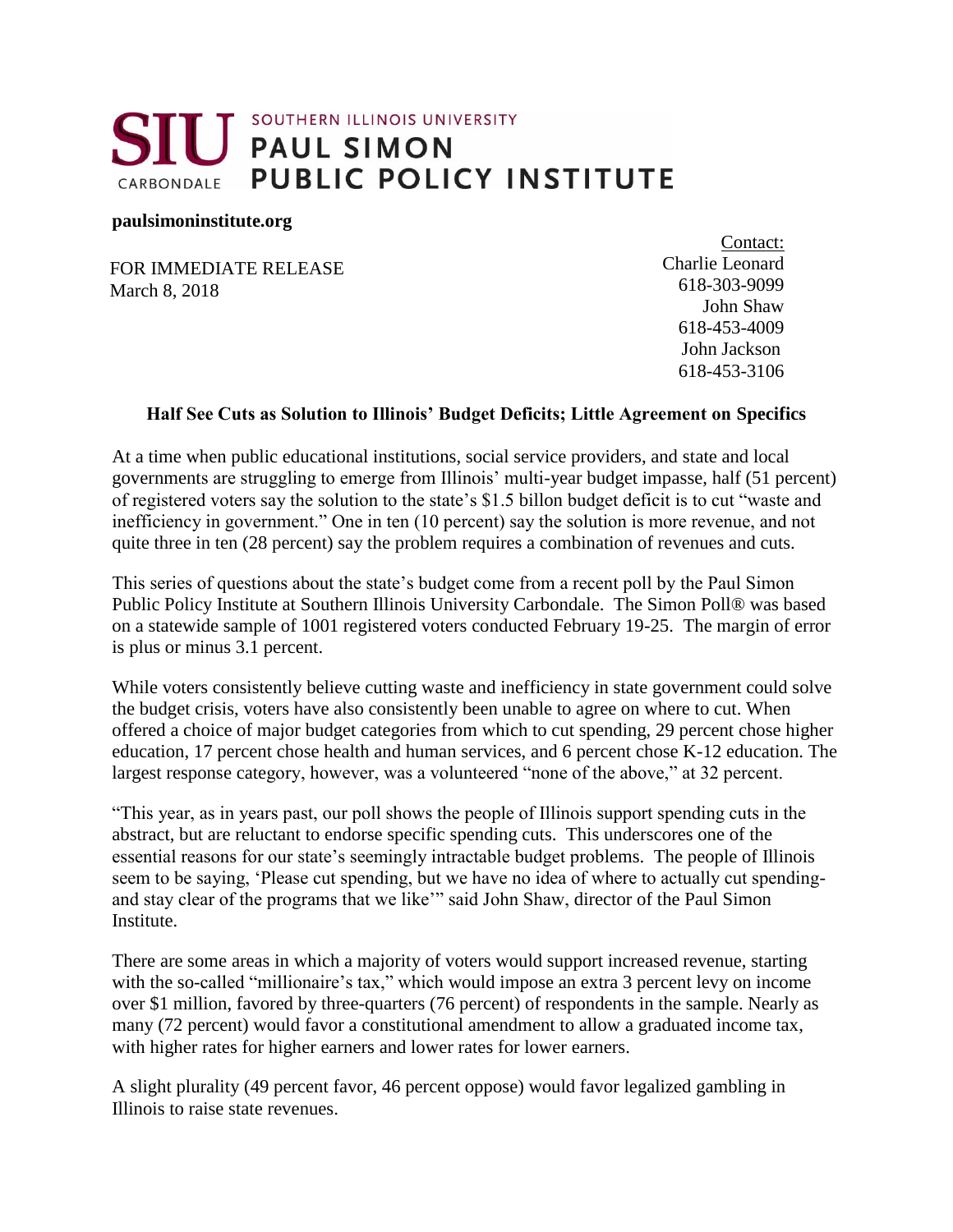SIU CARBONDALE SOUTHERN ILLINOIS UNIVERSITY PAUL SIMON PUBLIC POLICY INSTITUTE

**paulsimoninstitute.org**

FOR IMMEDIATE RELEASE
March 8, 2018

Contact:
Charlie Leonard
618-303-9099
John Shaw
618-453-4009
John Jackson
618-453-3106

**Half See Cuts as Solution to Illinois' Budget Deficits; Little Agreement on Specifics**

At a time when public educational institutions, social service providers, and state and local governments are struggling to emerge from Illinois' multi-year budget impasse, half (51 percent) of registered voters say the solution to the state's $1.5 billon budget deficit is to cut "waste and inefficiency in government." One in ten (10 percent) say the solution is more revenue, and not quite three in ten (28 percent) say the problem requires a combination of revenues and cuts.

This series of questions about the state's budget come from a recent poll by the Paul Simon Public Policy Institute at Southern Illinois University Carbondale. The Simon Poll® was based on a statewide sample of 1001 registered voters conducted February 19-25. The margin of error is plus or minus 3.1 percent.

While voters consistently believe cutting waste and inefficiency in state government could solve the budget crisis, voters have also consistently been unable to agree on where to cut. When offered a choice of major budget categories from which to cut spending, 29 percent chose higher education, 17 percent chose health and human services, and 6 percent chose K-12 education. The largest response category, however, was a volunteered "none of the above," at 32 percent.

"This year, as in years past, our poll shows the people of Illinois support spending cuts in the abstract, but are reluctant to endorse specific spending cuts. This underscores one of the essential reasons for our state's seemingly intractable budget problems. The people of Illinois seem to be saying, 'Please cut spending, but we have no idea of where to actually cut spending- and stay clear of the programs that we like'" said John Shaw, director of the Paul Simon Institute.

There are some areas in which a majority of voters would support increased revenue, starting with the so-called "millionaire's tax," which would impose an extra 3 percent levy on income over $1 million, favored by three-quarters (76 percent) of respondents in the sample. Nearly as many (72 percent) would favor a constitutional amendment to allow a graduated income tax, with higher rates for higher earners and lower rates for lower earners.

A slight plurality (49 percent favor, 46 percent oppose) would favor legalized gambling in Illinois to raise state revenues.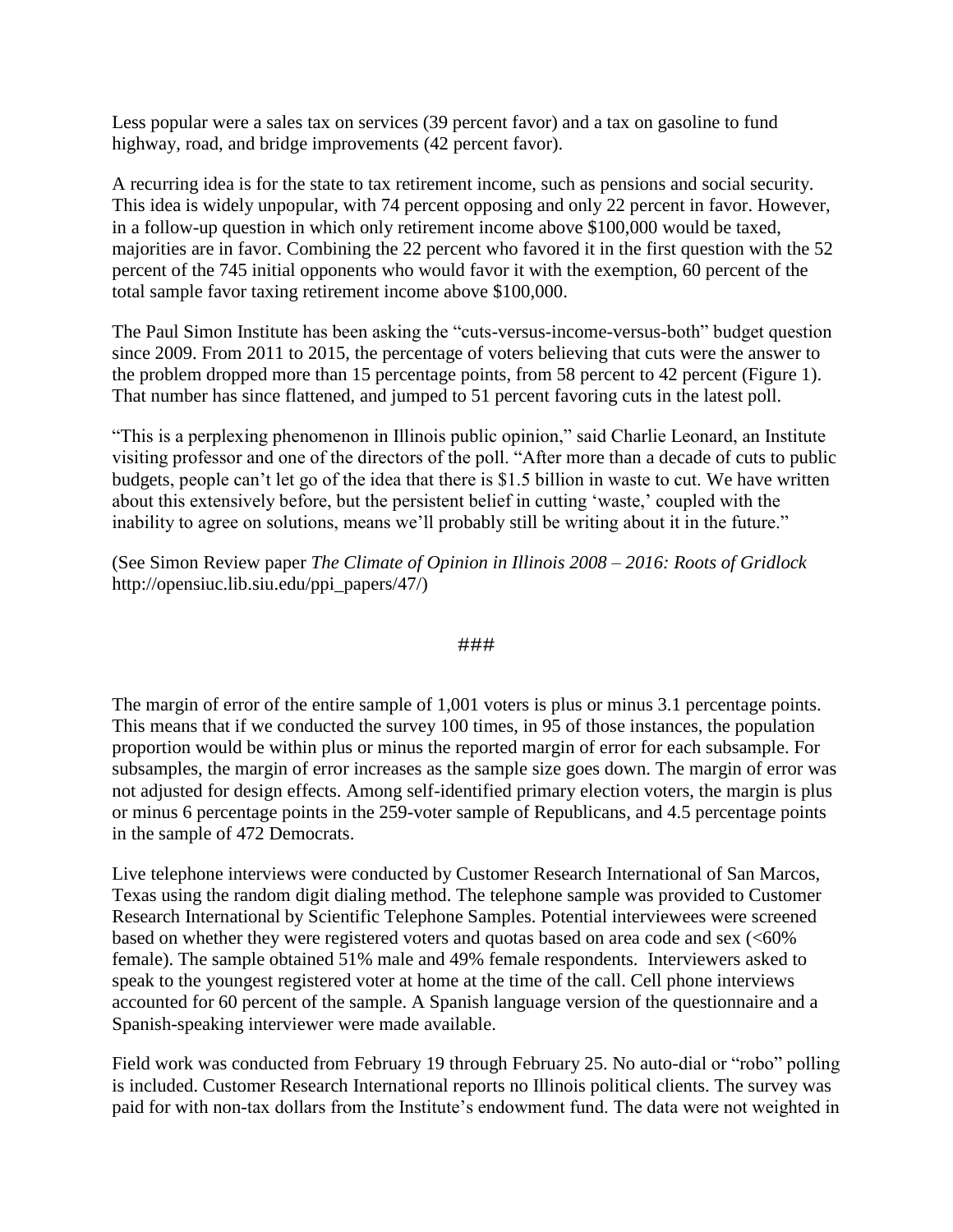Less popular were a sales tax on services (39 percent favor) and a tax on gasoline to fund highway, road, and bridge improvements (42 percent favor).

A recurring idea is for the state to tax retirement income, such as pensions and social security. This idea is widely unpopular, with 74 percent opposing and only 22 percent in favor. However, in a follow-up question in which only retirement income above $100,000 would be taxed, majorities are in favor. Combining the 22 percent who favored it in the first question with the 52 percent of the 745 initial opponents who would favor it with the exemption, 60 percent of the total sample favor taxing retirement income above $100,000.

The Paul Simon Institute has been asking the "cuts-versus-income-versus-both" budget question since 2009. From 2011 to 2015, the percentage of voters believing that cuts were the answer to the problem dropped more than 15 percentage points, from 58 percent to 42 percent (Figure 1). That number has since flattened, and jumped to 51 percent favoring cuts in the latest poll.

"This is a perplexing phenomenon in Illinois public opinion," said Charlie Leonard, an Institute visiting professor and one of the directors of the poll. "After more than a decade of cuts to public budgets, people can't let go of the idea that there is $1.5 billion in waste to cut. We have written about this extensively before, but the persistent belief in cutting 'waste,' coupled with the inability to agree on solutions, means we'll probably still be writing about it in the future."

(See Simon Review paper *The Climate of Opinion in Illinois 2008 – 2016: Roots of Gridlock* http://opensiuc.lib.siu.edu/ppi_papers/47/)

###

The margin of error of the entire sample of 1,001 voters is plus or minus 3.1 percentage points. This means that if we conducted the survey 100 times, in 95 of those instances, the population proportion would be within plus or minus the reported margin of error for each subsample. For subsamples, the margin of error increases as the sample size goes down. The margin of error was not adjusted for design effects. Among self-identified primary election voters, the margin is plus or minus 6 percentage points in the 259-voter sample of Republicans, and 4.5 percentage points in the sample of 472 Democrats.

Live telephone interviews were conducted by Customer Research International of San Marcos, Texas using the random digit dialing method. The telephone sample was provided to Customer Research International by Scientific Telephone Samples. Potential interviewees were screened based on whether they were registered voters and quotas based on area code and sex (<60% female). The sample obtained 51% male and 49% female respondents. Interviewers asked to speak to the youngest registered voter at home at the time of the call. Cell phone interviews accounted for 60 percent of the sample. A Spanish language version of the questionnaire and a Spanish-speaking interviewer were made available.

Field work was conducted from February 19 through February 25. No auto-dial or "robo" polling is included. Customer Research International reports no Illinois political clients. The survey was paid for with non-tax dollars from the Institute's endowment fund. The data were not weighted in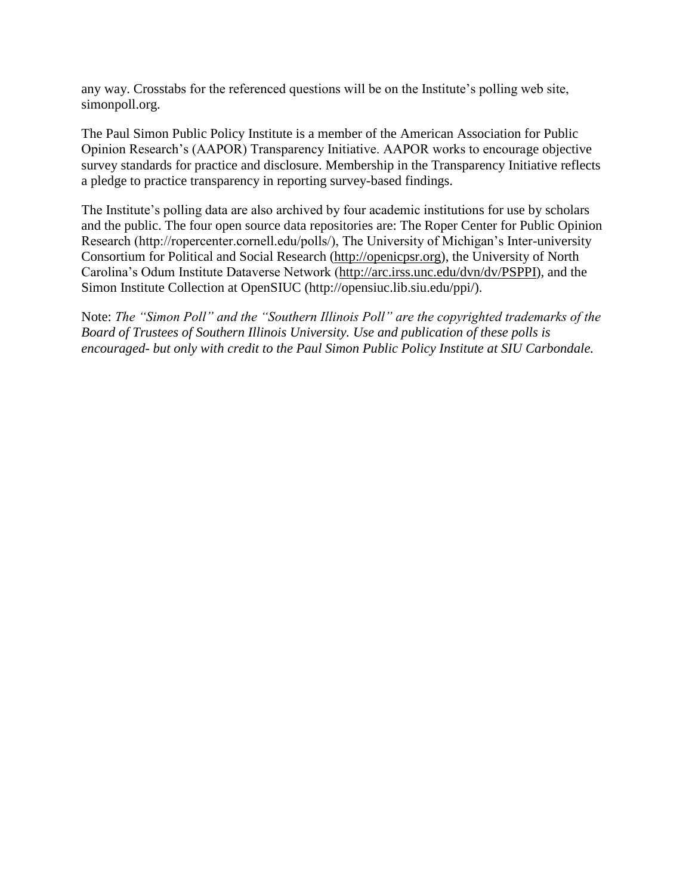any way. Crosstabs for the referenced questions will be on the Institute's polling web site, simonpoll.org.

The Paul Simon Public Policy Institute is a member of the American Association for Public Opinion Research's (AAPOR) Transparency Initiative. AAPOR works to encourage objective survey standards for practice and disclosure. Membership in the Transparency Initiative reflects a pledge to practice transparency in reporting survey-based findings.

The Institute's polling data are also archived by four academic institutions for use by scholars and the public. The four open source data repositories are: The Roper Center for Public Opinion Research (http://ropercenter.cornell.edu/polls/), The University of Michigan's Inter-university Consortium for Political and Social Research (http://openicpsr.org), the University of North Carolina's Odum Institute Dataverse Network (http://arc.irss.unc.edu/dvn/dv/PSPPI), and the Simon Institute Collection at OpenSIUC (http://opensiuc.lib.siu.edu/ppi/).

Note: *The "Simon Poll" and the "Southern Illinois Poll" are the copyrighted trademarks of the Board of Trustees of Southern Illinois University. Use and publication of these polls is encouraged- but only with credit to the Paul Simon Public Policy Institute at SIU Carbondale.*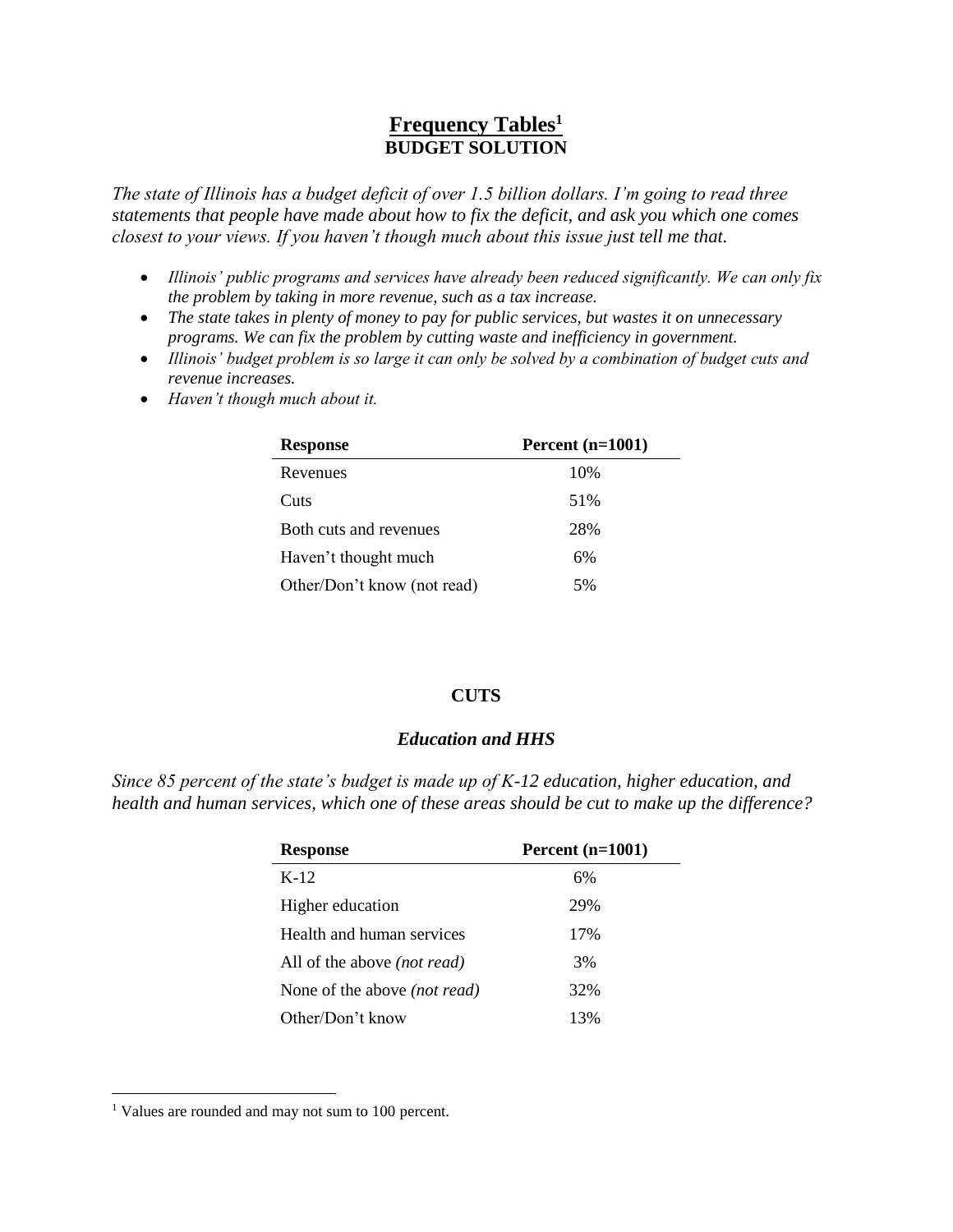# Frequency Tables[1]

## BUDGET SOLUTION

*The state of Illinois has a budget deficit of over 1.5 billion dollars. I'm going to read three statements that people have made about how to fix the deficit, and ask you which one comes closest to your views. If you haven't though much about this issue just tell me that.*

- *Illinois' public programs and services have already been reduced significantly. We can only fix the problem by taking in more revenue, such as a tax increase.*
- *The state takes in plenty of money to pay for public services, but wastes it on unnecessary programs. We can fix the problem by cutting waste and inefficiency in government.*
- *Illinois' budget problem is so large it can only be solved by a combination of budget cuts and revenue increases.*
- *Haven't though much about it.*

| Response | Percent (n=1001) |
|---|---|
| Revenues | 10% |
| Cuts | 51% |
| Both cuts and revenues | 28% |
| Haven't thought much | 6% |
| Other/Don't know (not read) | 5% |

## CUTS

### *Education and HHS*

*Since 85 percent of the state's budget is made up of K-12 education, higher education, and health and human services, which one of these areas should be cut to make up the difference?*

| Response | Percent (n=1001) |
|---|---|
| K-12 | 6% |
| Higher education | 29% |
| Health and human services | 17% |
| All of the above *(not read)* | 3% |
| None of the above *(not read)* | 32% |
| Other/Don't know | 13% |

[1] Values are rounded and may not sum to 100 percent.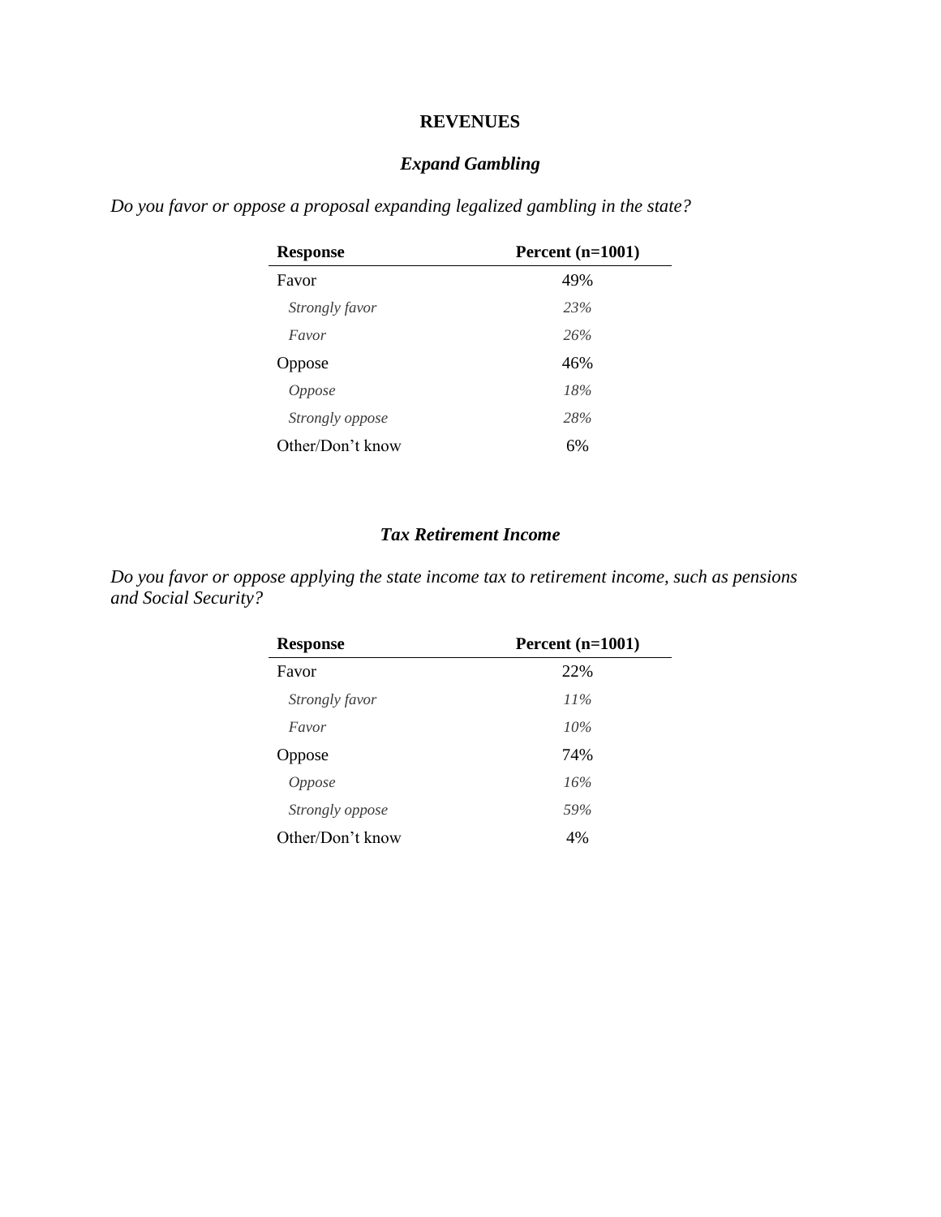## REVENUES

### *Expand Gambling*

*Do you favor or oppose a proposal expanding legalized gambling in the state?*

| Response | Percent (n=1001) |
|---|---|
| Favor | 49% |
| *Strongly favor* | *23%* |
| *Favor* | *26%* |
| Oppose | 46% |
| *Oppose* | *18%* |
| *Strongly oppose* | *28%* |
| Other/Don't know | 6% |

### *Tax Retirement Income*

*Do you favor or oppose applying the state income tax to retirement income, such as pensions and Social Security?*

| Response | Percent (n=1001) |
|---|---|
| Favor | 22% |
| *Strongly favor* | *11%* |
| *Favor* | *10%* |
| Oppose | 74% |
| *Oppose* | *16%* |
| *Strongly oppose* | *59%* |
| Other/Don't know | 4% |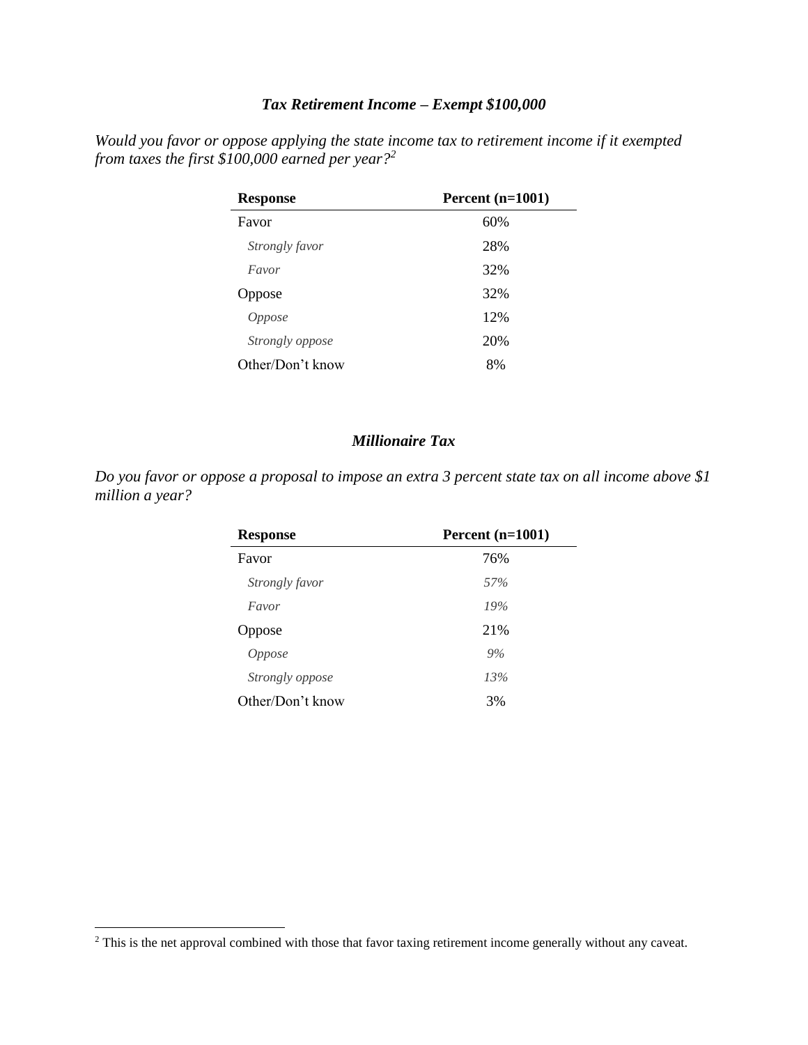### *Tax Retirement Income – Exempt $100,000*

*Would you favor or oppose applying the state income tax to retirement income if it exempted from taxes the first $100,000 earned per year?*[2]

| Response | Percent (n=1001) |
|---|---|
| Favor | 60% |
| *Strongly favor* | 28% |
| *Favor* | 32% |
| Oppose | 32% |
| *Oppose* | 12% |
| *Strongly oppose* | 20% |
| Other/Don't know | 8% |

### *Millionaire Tax*

*Do you favor or oppose a proposal to impose an extra 3 percent state tax on all income above $1 million a year?*

| Response | Percent (n=1001) |
|---|---|
| Favor | 76% |
| *Strongly favor* | *57%* |
| *Favor* | *19%* |
| Oppose | 21% |
| *Oppose* | *9%* |
| *Strongly oppose* | *13%* |
| Other/Don't know | 3% |

---

[2] This is the net approval combined with those that favor taxing retirement income generally without any caveat.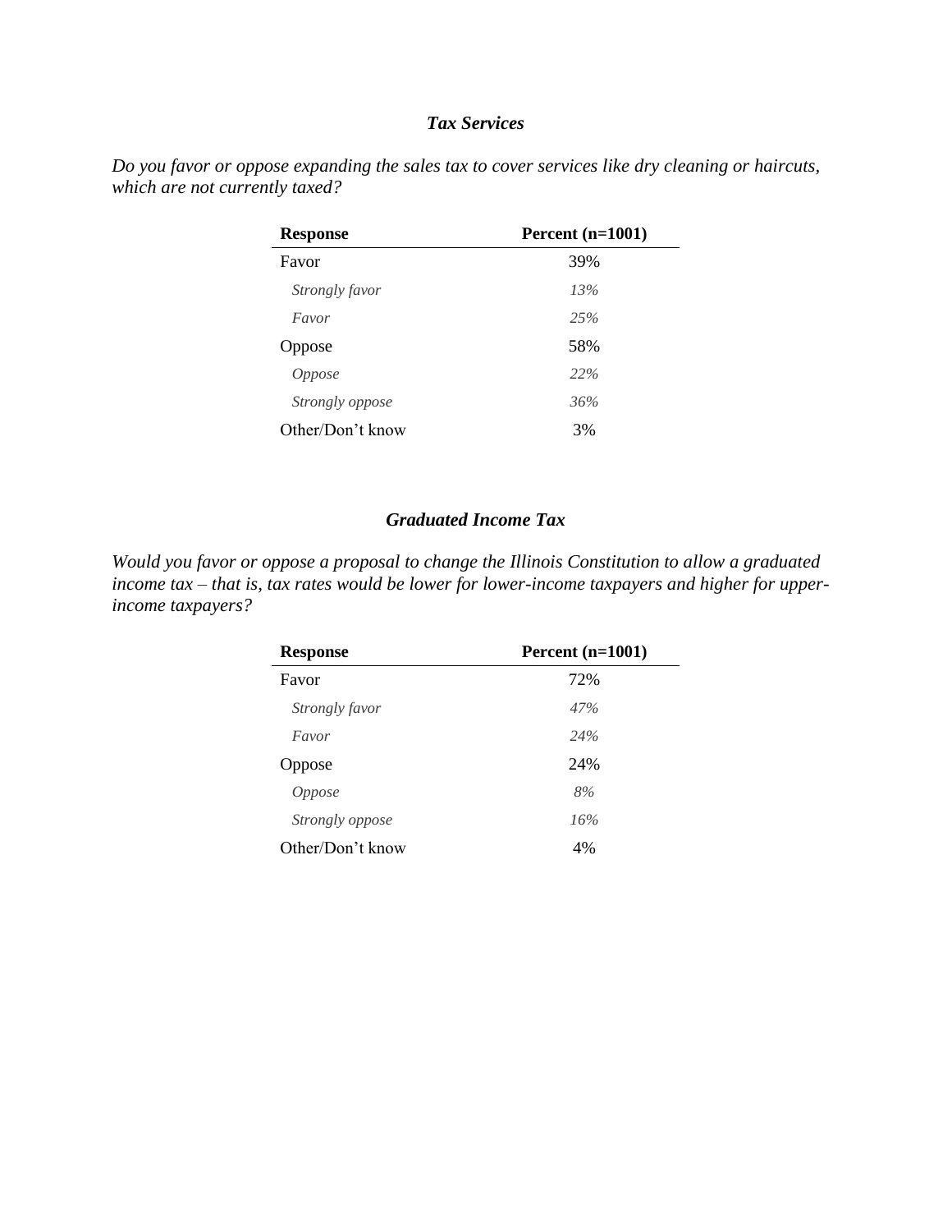### *Tax Services*

*Do you favor or oppose expanding the sales tax to cover services like dry cleaning or haircuts, which are not currently taxed?*

| Response | Percent (n=1001) |
|---|---|
| Favor | 39% |
| *Strongly favor* | *13%* |
| *Favor* | *25%* |
| Oppose | 58% |
| *Oppose* | *22%* |
| *Strongly oppose* | *36%* |
| Other/Don't know | 3% |

### *Graduated Income Tax*

*Would you favor or oppose a proposal to change the Illinois Constitution to allow a graduated income tax – that is, tax rates would be lower for lower-income taxpayers and higher for upper-income taxpayers?*

| Response | Percent (n=1001) |
|---|---|
| Favor | 72% |
| *Strongly favor* | *47%* |
| *Favor* | *24%* |
| Oppose | 24% |
| *Oppose* | *8%* |
| *Strongly oppose* | *16%* |
| Other/Don't know | 4% |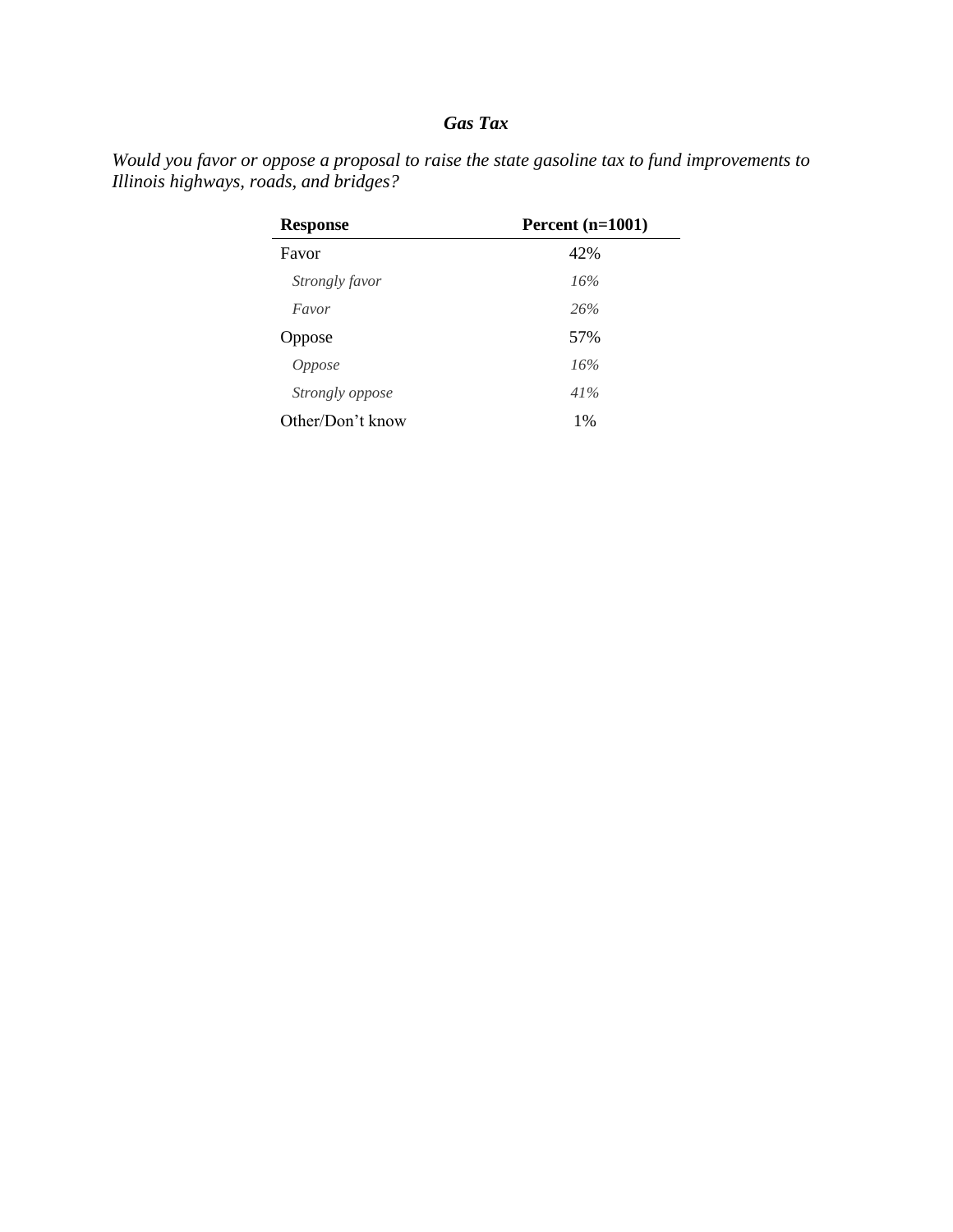### *Gas Tax*

*Would you favor or oppose a proposal to raise the state gasoline tax to fund improvements to Illinois highways, roads, and bridges?*

| **Response** | **Percent (n=1001)** |
|---|---|
| Favor | 42% |
| *Strongly favor* | *16%* |
| *Favor* | *26%* |
| Oppose | 57% |
| *Oppose* | *16%* |
| *Strongly oppose* | *41%* |
| Other/Don't know | 1% |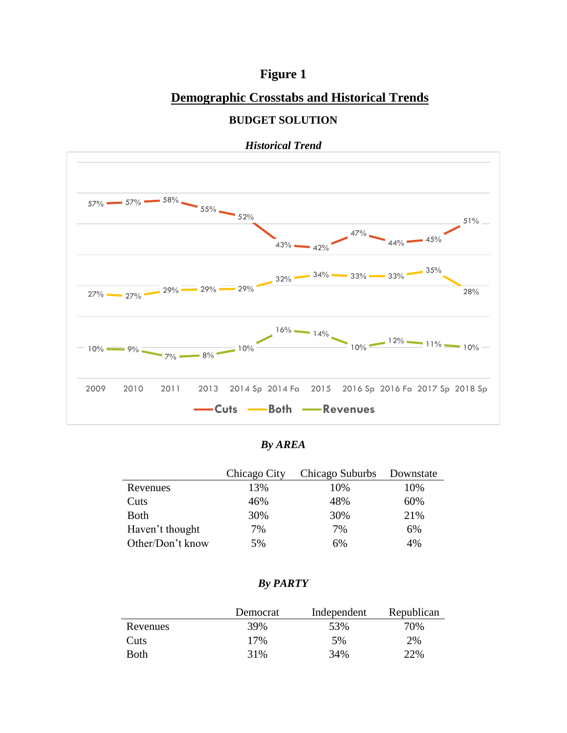# Figure 1

## Demographic Crosstabs and Historical Trends

### BUDGET SOLUTION

***Historical Trend***

57% 57% 58% 55% 52% 43% 42% 47% 44% 45% 51%

27% 27% 29% 29% 29% 32% 34% 33% 33% 35% 28%

10% 9% 7% 8% 10% 16% 14% 10% 12% 11% 10%

2009 2010 2011 2013 2014 Sp 2014 Fa 2015 2016 Sp 2016 Fa 2017 Sp 2018 Sp

Cuts Both Revenues

***By AREA***

| | Chicago City | Chicago Suburbs | Downstate |
|---|---|---|---|
| Revenues | 13% | 10% | 10% |
| Cuts | 46% | 48% | 60% |
| Both | 30% | 30% | 21% |
| Haven't thought | 7% | 7% | 6% |
| Other/Don't know | 5% | 6% | 4% |

***By PARTY***

| | Democrat | Independent | Republican |
|---|---|---|---|
| Revenues | 39% | 53% | 70% |
| Cuts | 17% | 5% | 2% |
| Both | 31% | 34% | 22% |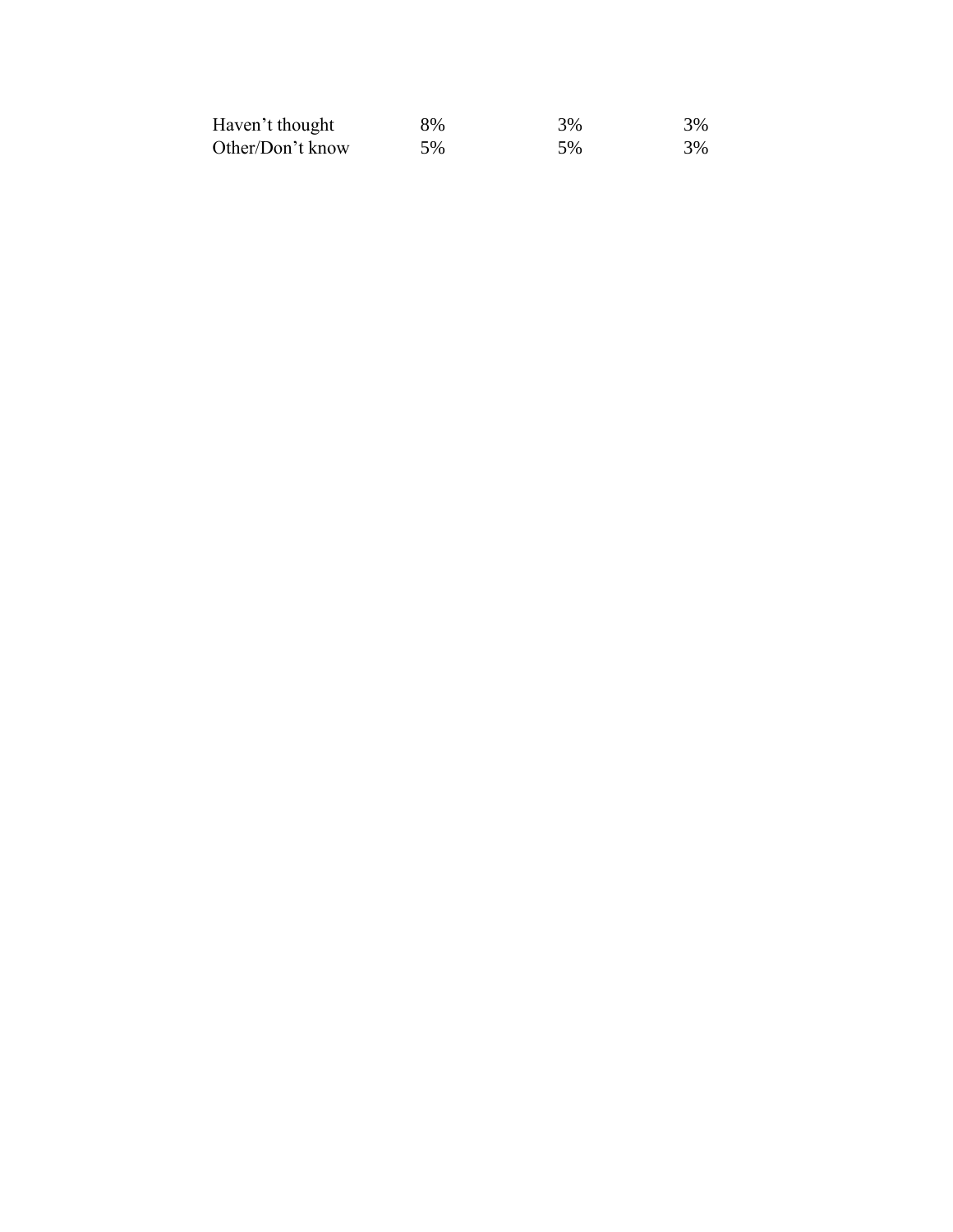| | | | |
|---|---|---|---|
| Haven’t thought | 8% | 3% | 3% |
| Other/Don’t know | 5% | 5% | 3% |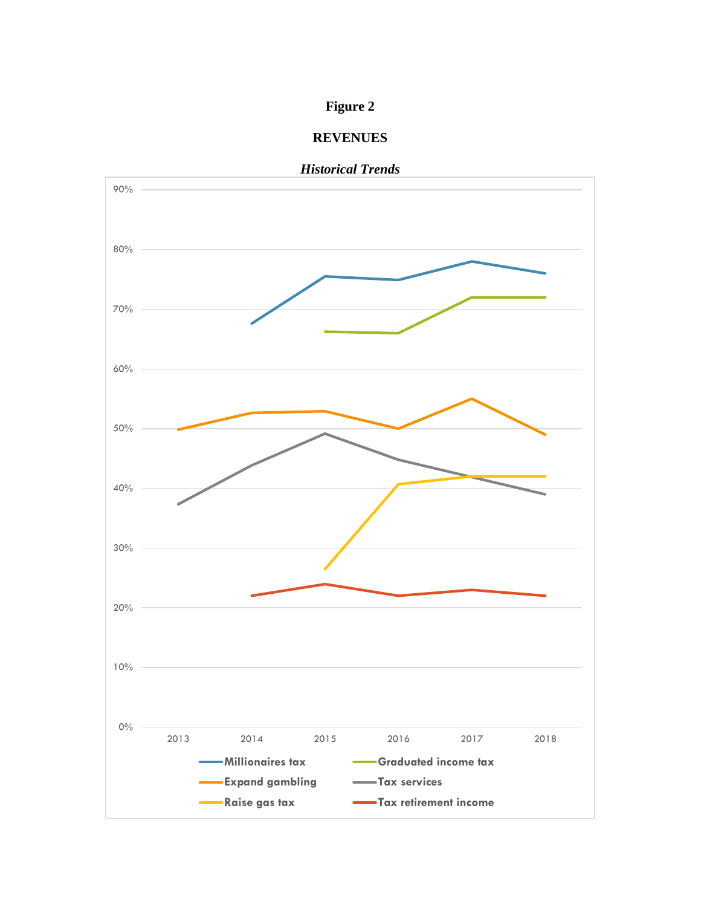**Figure 2**

**REVENUES**

***Historical Trends***

90%
80%
70%
60%
50%
40%
30%
20%
10%
0%

2013 2014 2015 2016 2017 2018

Millionaires tax
Graduated income tax
Expand gambling
Tax services
Raise gas tax
Tax retirement income